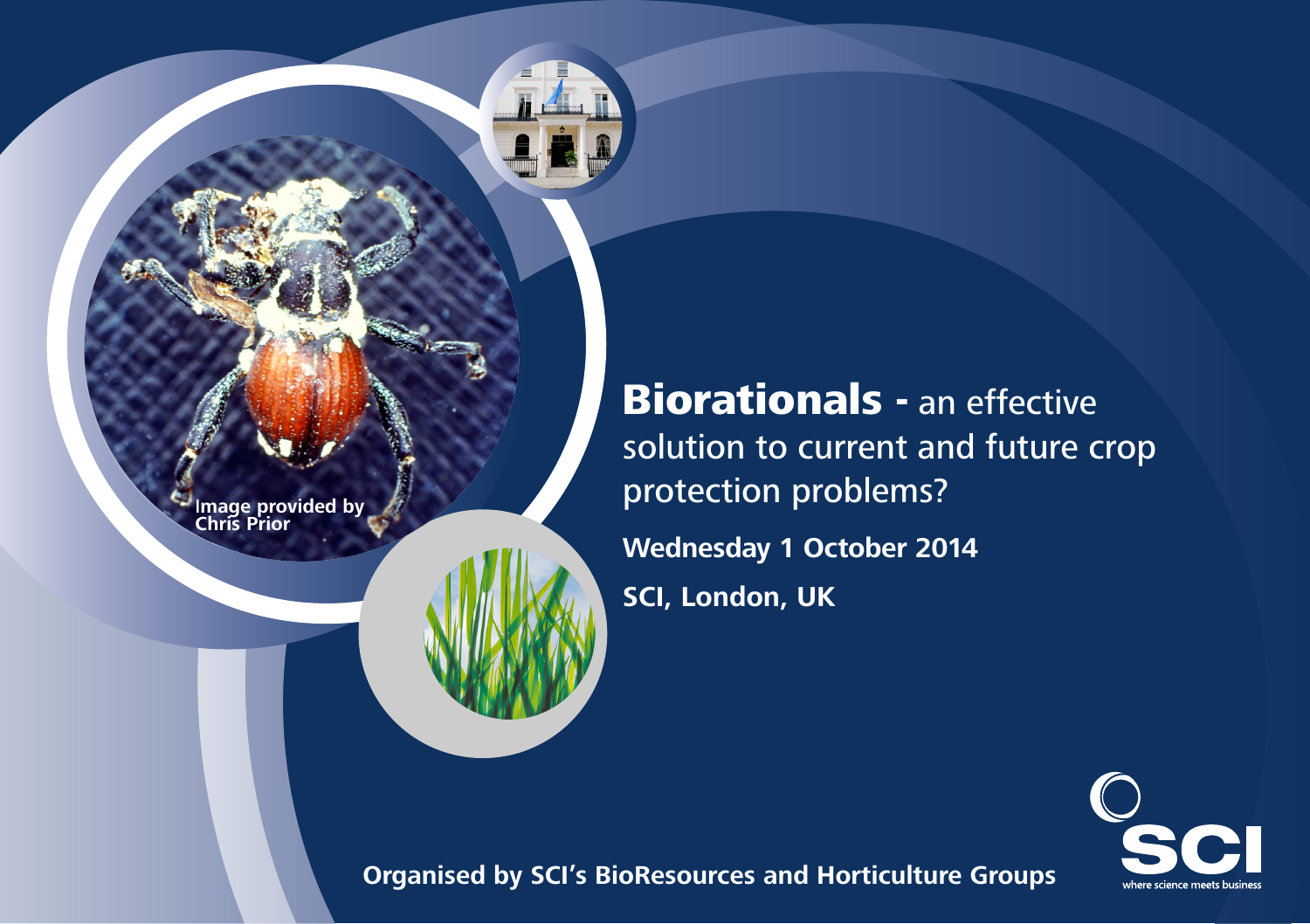Image provided by Chris Prior

# **Biorationals -** an effective solution to current and future crop protection problems?

**Wednesday 1 October 2014**

**SCI, London, UK**

**Organised by SCI's BioResources and Horticulture Groups**

SCI

where science meets business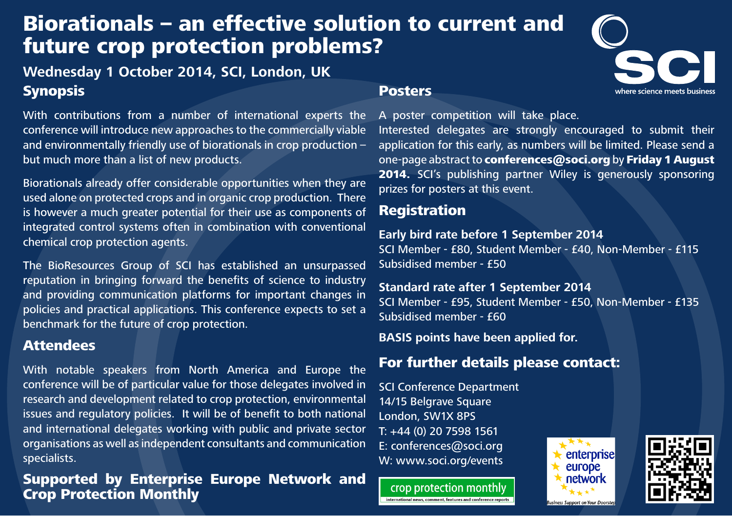# Biorationals – an effective solution to current and future crop protection problems?

### Wednesday 1 October 2014, SCI, London, UK

## Synopsis

With contributions from a number of international experts the conference will introduce new approaches to the commercially viable and environmentally friendly use of biorationals in crop production – but much more than a list of new products.

Biorationals already offer considerable opportunities when they are used alone on protected crops and in organic crop production. There is however a much greater potential for their use as components of integrated control systems often in combination with conventional chemical crop protection agents.

The BioResources Group of SCI has established an unsurpassed reputation in bringing forward the benefits of science to industry and providing communication platforms for important changes in policies and practical applications. This conference expects to set a benchmark for the future of crop protection.

## Attendees

With notable speakers from North America and Europe the conference will be of particular value for those delegates involved in research and development related to crop protection, environmental issues and regulatory policies. It will be of benefit to both national and international delegates working with public and private sector organisations as well as independent consultants and communication specialists.

**Supported by Enterprise Europe Network and Crop Protection Monthly**

## Posters

A poster competition will take place.

Interested delegates are strongly encouraged to submit their application for this early, as numbers will be limited. Please send a one-page abstract to **conferences@soci.org** by **Friday 1 August 2014.** SCI's publishing partner Wiley is generously sponsoring prizes for posters at this event.

## Registration

**Early bird rate before 1 September 2014**
SCI Member - £80, Student Member - £40, Non-Member - £115
Subsidised member - £50

**Standard rate after 1 September 2014**
SCI Member - £95, Student Member - £50, Non-Member - £135
Subsidised member - £60

**BASIS points have been applied for.**

## For further details please contact:

SCI Conference Department
14/15 Belgrave Square
London, SW1X 8PS
T: +44 (0) 20 7598 1561
E: conferences@soci.org
W: www.soci.org/events

SCI – where science meets business

crop protection monthly – international news, comment, features and conference reports

enterprise europe network – Business Support on Your Doorstep